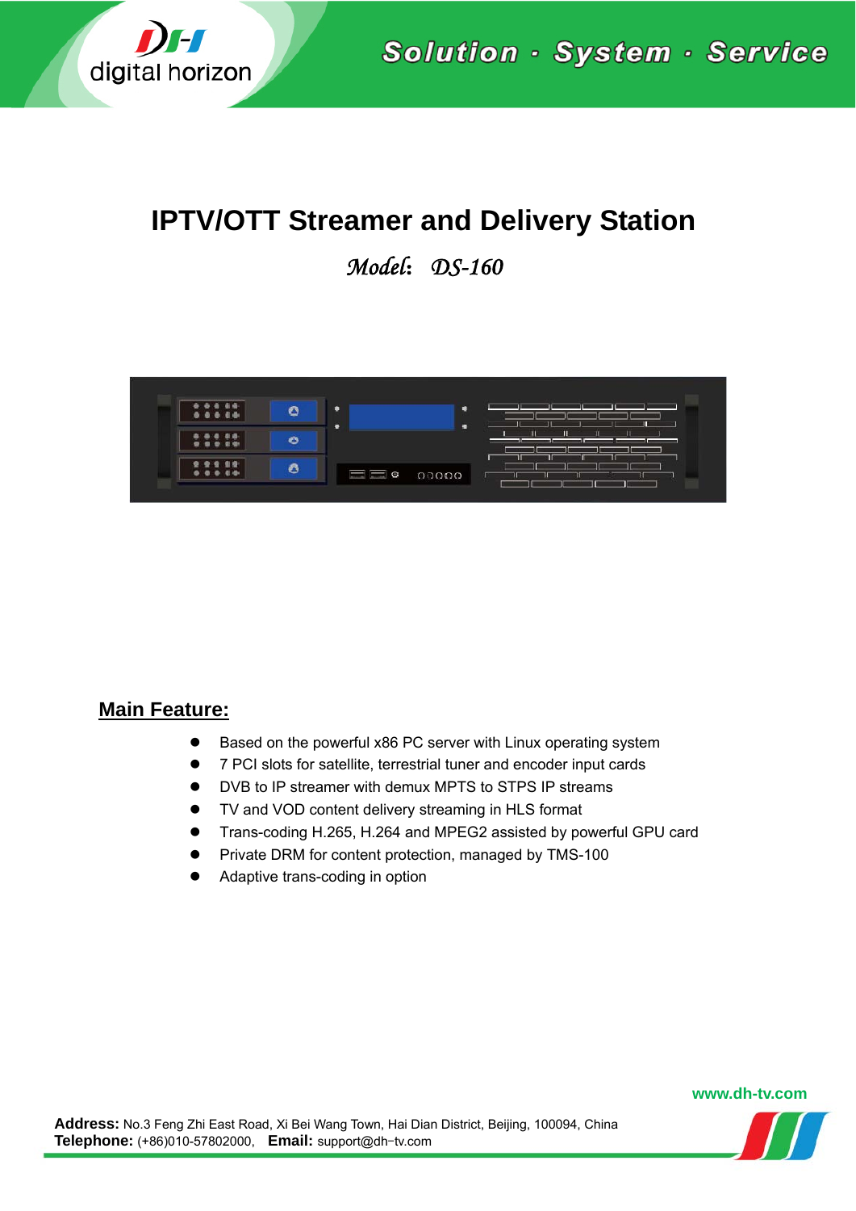# IPTV/OTT Streamer and Delivery Station

*Model: DS-160*

## Main Feature:

- Based on the powerful x86 PC server with Linux operating system
- 7 PCI slots for satellite, terrestrial tuner and encoder input cards
- DVB to IP streamer with demux MPTS to STPS IP streams
- TV and VOD content delivery streaming in HLS format
- Trans-coding H.265, H.264 and MPEG2 assisted by powerful GPU card
- Private DRM for content protection, managed by TMS-100
- Adaptive trans-coding in option

www.dh-tv.com

**Address:** No.3 Feng Zhi East Road, Xi Bei Wang Town, Hai Dian District, Beijing, 100094, China
**Telephone:** (+86)010-57802000, **Email:** support@dh-tv.com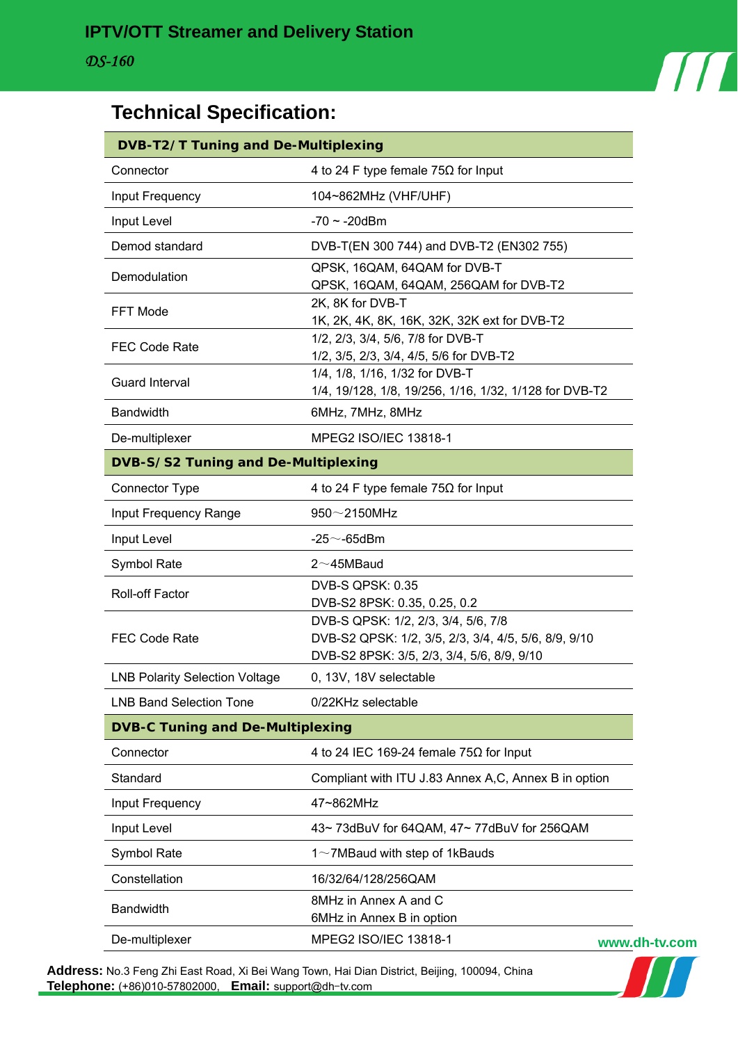# IPTV/OTT Streamer and Delivery Station

*DS-160*

## Technical Specification:

| DVB-T2/T Tuning and De-Multiplexing | |
|---|---|
| Connector | 4 to 24 F type female 75Ω for Input |
| Input Frequency | 104~862MHz (VHF/UHF) |
| Input Level | -70 ~ -20dBm |
| Demod standard | DVB-T(EN 300 744) and DVB-T2 (EN302 755) |
| Demodulation | QPSK, 16QAM, 64QAM for DVB-T<br>QPSK, 16QAM, 64QAM, 256QAM for DVB-T2 |
| FFT Mode | 2K, 8K for DVB-T<br>1K, 2K, 4K, 8K, 16K, 32K, 32K ext for DVB-T2 |
| FEC Code Rate | 1/2, 2/3, 3/4, 5/6, 7/8 for DVB-T<br>1/2, 3/5, 2/3, 3/4, 4/5, 5/6 for DVB-T2 |
| Guard Interval | 1/4, 1/8, 1/16, 1/32 for DVB-T<br>1/4, 19/128, 1/8, 19/256, 1/16, 1/32, 1/128 for DVB-T2 |
| Bandwidth | 6MHz, 7MHz, 8MHz |
| De-multiplexer | MPEG2 ISO/IEC 13818-1 |
| **DVB-S/S2 Tuning and De-Multiplexing** | |
| Connector Type | 4 to 24 F type female 75Ω for Input |
| Input Frequency Range | 950～2150MHz |
| Input Level | -25～-65dBm |
| Symbol Rate | 2～45MBaud |
| Roll-off Factor | DVB-S QPSK: 0.35<br>DVB-S2 8PSK: 0.35, 0.25, 0.2 |
| FEC Code Rate | DVB-S QPSK: 1/2, 2/3, 3/4, 5/6, 7/8<br>DVB-S2 QPSK: 1/2, 3/5, 2/3, 3/4, 4/5, 5/6, 8/9, 9/10<br>DVB-S2 8PSK: 3/5, 2/3, 3/4, 5/6, 8/9, 9/10 |
| LNB Polarity Selection Voltage | 0, 13V, 18V selectable |
| LNB Band Selection Tone | 0/22KHz selectable |
| **DVB-C Tuning and De-Multiplexing** | |
| Connector | 4 to 24 IEC 169-24 female 75Ω for Input |
| Standard | Compliant with ITU J.83 Annex A,C, Annex B in option |
| Input Frequency | 47~862MHz |
| Input Level | 43~ 73dBuV for 64QAM, 47~ 77dBuV for 256QAM |
| Symbol Rate | 1～7MBaud with step of 1kBauds |
| Constellation | 16/32/64/128/256QAM |
| Bandwidth | 8MHz in Annex A and C<br>6MHz in Annex B in option |
| De-multiplexer | MPEG2 ISO/IEC 13818-1 |

www.dh-tv.com

**Address:** No.3 Feng Zhi East Road, Xi Bei Wang Town, Hai Dian District, Beijing, 100094, China
**Telephone:** (+86)010-57802000, **Email:** support@dh-tv.com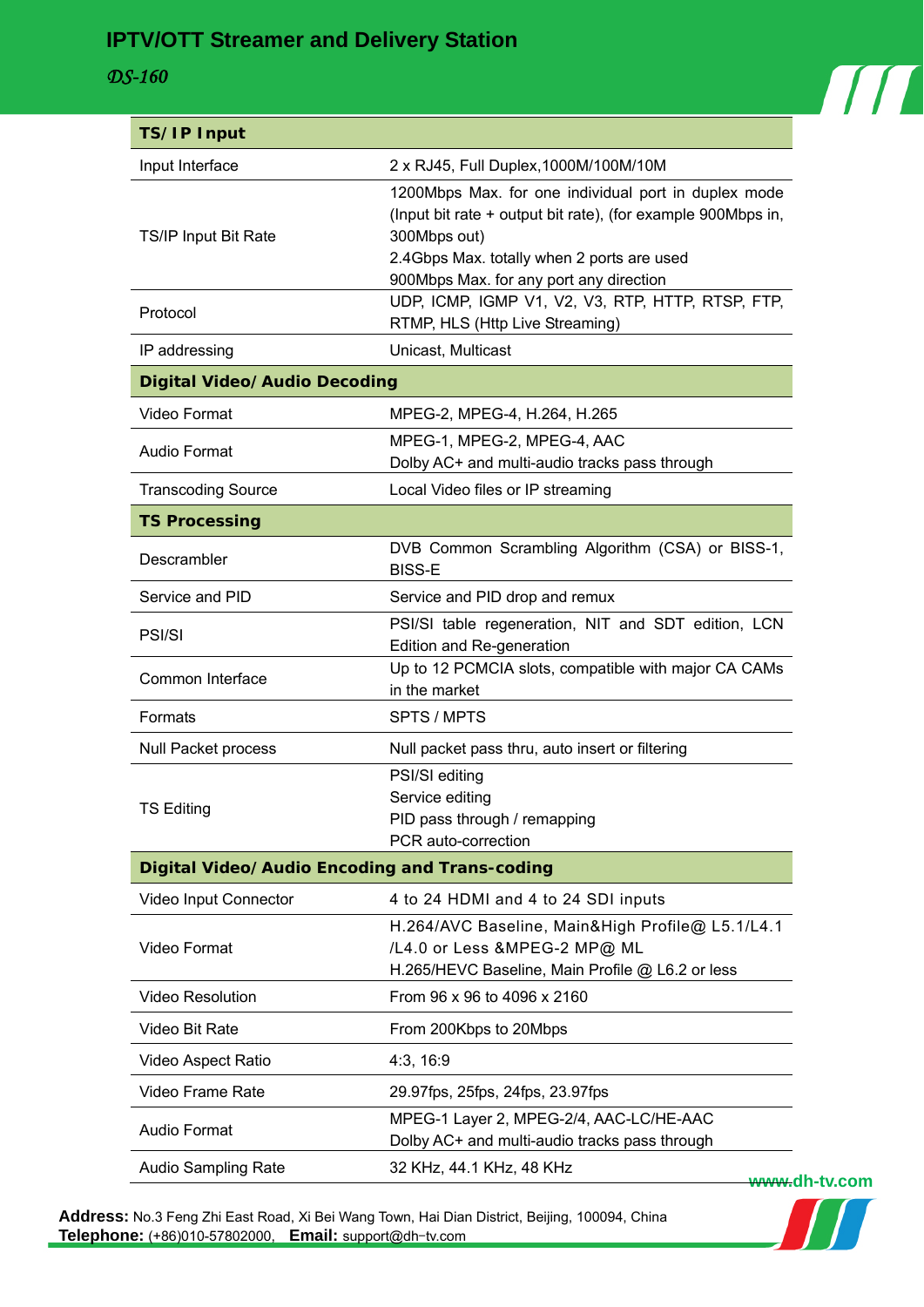# IPTV/OTT Streamer and Delivery Station

*DS-160*

| **TS/IP Input** | |
|---|---|
| Input Interface | 2 x RJ45, Full Duplex,1000M/100M/10M |
| TS/IP Input Bit Rate | 1200Mbps Max. for one individual port in duplex mode (Input bit rate + output bit rate), (for example 900Mbps in, 300Mbps out)<br>2.4Gbps Max. totally when 2 ports are used<br>900Mbps Max. for any port any direction |
| Protocol | UDP, ICMP, IGMP V1, V2, V3, RTP, HTTP, RTSP, FTP, RTMP, HLS (Http Live Streaming) |
| IP addressing | Unicast, Multicast |
| **Digital Video/Audio Decoding** | |
| Video Format | MPEG-2, MPEG-4, H.264, H.265 |
| Audio Format | MPEG-1, MPEG-2, MPEG-4, AAC<br>Dolby AC+ and multi-audio tracks pass through |
| Transcoding Source | Local Video files or IP streaming |
| **TS Processing** | |
| Descrambler | DVB Common Scrambling Algorithm (CSA) or BISS-1, BISS-E |
| Service and PID | Service and PID drop and remux |
| PSI/SI | PSI/SI table regeneration, NIT and SDT edition, LCN Edition and Re-generation |
| Common Interface | Up to 12 PCMCIA slots, compatible with major CA CAMs in the market |
| Formats | SPTS / MPTS |
| Null Packet process | Null packet pass thru, auto insert or filtering |
| TS Editing | PSI/SI editing<br>Service editing<br>PID pass through / remapping<br>PCR auto-correction |
| **Digital Video/Audio Encoding and Trans-coding** | |
| Video Input Connector | 4 to 24 HDMI and 4 to 24 SDI inputs |
| Video Format | H.264/AVC Baseline, Main&High Profile@ L5.1/L4.1 /L4.0 or Less &MPEG-2 MP@ ML<br>H.265/HEVC Baseline, Main Profile @ L6.2 or less |
| Video Resolution | From 96 x 96 to 4096 x 2160 |
| Video Bit Rate | From 200Kbps to 20Mbps |
| Video Aspect Ratio | 4:3, 16:9 |
| Video Frame Rate | 29.97fps, 25fps, 24fps, 23.97fps |
| Audio Format | MPEG-1 Layer 2, MPEG-2/4, AAC-LC/HE-AAC<br>Dolby AC+ and multi-audio tracks pass through |
| Audio Sampling Rate | 32 KHz, 44.1 KHz, 48 KHz |

www.dh-tv.com

**Address:** No.3 Feng Zhi East Road, Xi Bei Wang Town, Hai Dian District, Beijing, 100094, China
**Telephone:** (+86)010-57802000, **Email:** support@dh-tv.com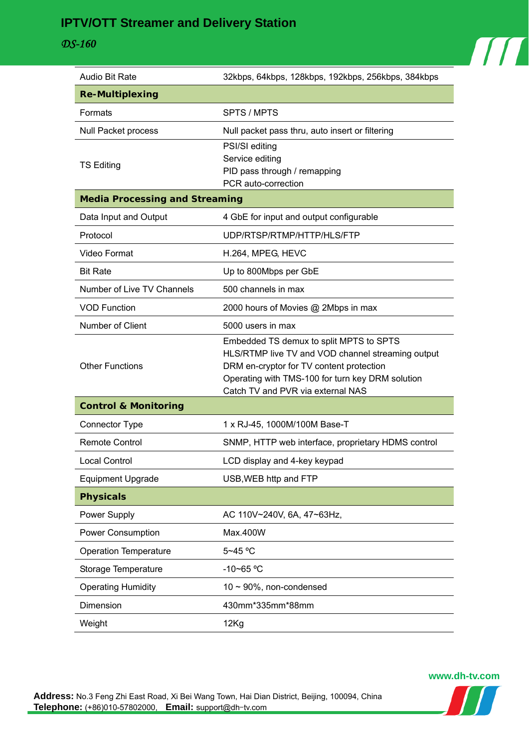| | |
|---|---|
| Audio Bit Rate | 32kbps, 64kbps, 128kbps, 192kbps, 256kbps, 384kbps |
| **Re-Multiplexing** | |
| Formats | SPTS / MPTS |
| Null Packet process | Null packet pass thru, auto insert or filtering |
| TS Editing | PSI/SI editing<br>Service editing<br>PID pass through / remapping<br>PCR auto-correction |
| **Media Processing and Streaming** | |
| Data Input and Output | 4 GbE for input and output configurable |
| Protocol | UDP/RTSP/RTMP/HTTP/HLS/FTP |
| Video Format | H.264, MPEG, HEVC |
| Bit Rate | Up to 800Mbps per GbE |
| Number of Live TV Channels | 500 channels in max |
| VOD Function | 2000 hours of Movies @ 2Mbps in max |
| Number of Client | 5000 users in max |
| Other Functions | Embedded TS demux to split MPTS to SPTS<br>HLS/RTMP live TV and VOD channel streaming output<br>DRM en-cryptor for TV content protection<br>Operating with TMS-100 for turn key DRM solution<br>Catch TV and PVR via external NAS |
| **Control & Monitoring** | |
| Connector Type | 1 x RJ-45, 1000M/100M Base-T |
| Remote Control | SNMP, HTTP web interface, proprietary HDMS control |
| Local Control | LCD display and 4-key keypad |
| Equipment Upgrade | USB,WEB http and FTP |
| **Physicals** | |
| Power Supply | AC 110V~240V, 6A, 47~63Hz, |
| Power Consumption | Max.400W |
| Operation Temperature | 5~45 ºC |
| Storage Temperature | -10~65 ºC |
| Operating Humidity | 10 ~ 90%, non-condensed |
| Dimension | 430mm*335mm*88mm |
| Weight | 12Kg |

www.dh-tv.com

**Address:** No.3 Feng Zhi East Road, Xi Bei Wang Town, Hai Dian District, Beijing, 100094, China
**Telephone:** (+86)010-57802000, **Email:** support@dh-tv.com